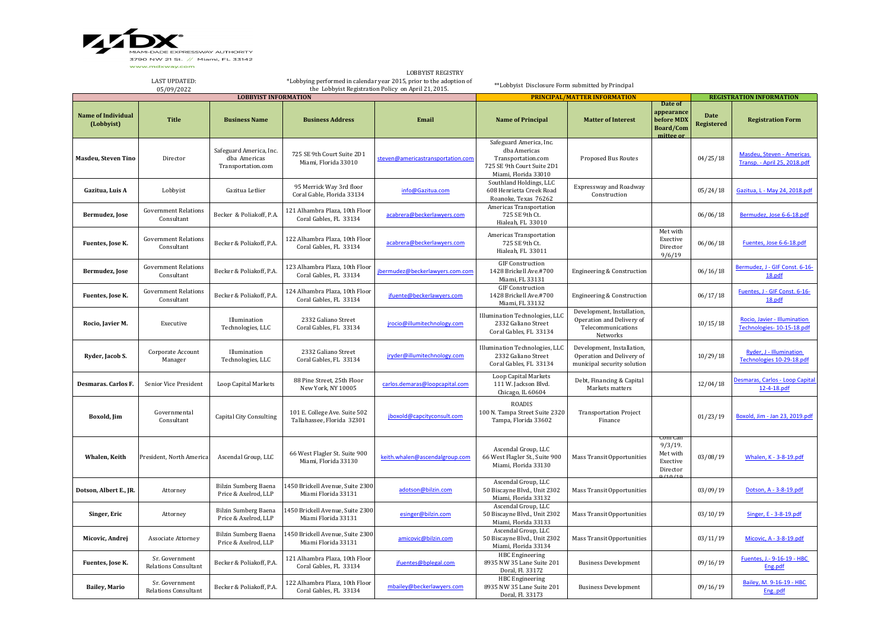MIAMI-DADE EXPRESSWAY AUTHORITY
3790 NW 21 St. // Miami, FL 33142
www.mdxway.com

LAST UPDATED:
05/09/2022

LOBBYIST REGISTRY
*Lobbying performed in calendar year 2015, prior to the adoption of the Lobbyist Registration Policy on April 21, 2015.

**Lobbyist Disclosure Form submitted by Principal

| LOBBYIST INFORMATION | | | | | PRINCIPAL/MATTER INFORMATION | | | REGISTRATION INFORMATION | |
|---|---|---|---|---|---|---|---|---|---|
| Name of Individual (Lobbyist) | Title | Business Name | Business Address | Email | Name of Principal | Matter of Interest | Date of appearance before MDX Board/Committee or | Date Registered | Registration Form |
| Masdeu, Steven Tino | Director | Safeguard America, Inc. dba Americas Transportation.com | 725 SE 9th Court Suite 2D1 Miami, Florida 33010 | steven@americastransportation.com | Safeguard America, Inc. dba Americas Transportation.com 725 SE 9th Court Suite 2D1 Miami, Florida 33010 | Proposed Bus Routes | | 04/25/18 | Masdeu, Steven - Americas Transp. - April 25, 2018.pdf |
| Gazitua, Luis A | Lobbyist | Gazitua Letlier | 95 Merrick Way 3rd floor Coral Gable, Florida 33134 | info@Gazitua.com | Southland Holdings, LLC 608 Henrietta Creek Road Roanoke, Texas 76262 | Expressway and Roadway Construction | | 05/24/18 | Gazitua, L - May 24, 2018.pdf |
| Bermudez, Jose | Government Relations Consultant | Becker & Poliakoff, P.A. | 121 Alhambra Plaza, 10th Floor Coral Gables, FL 33134 | acabrera@beckerlawyers.com | Americas Transportation 725 SE 9th Ct. Hialeah, FL 33010 | | | 06/06/18 | Bermudez, Jose 6-6-18.pdf |
| Fuentes, Jose K. | Government Relations Consultant | Becker & Poliakoff, P.A. | 122 Alhambra Plaza, 10th Floor Coral Gables, FL 33134 | acabrera@beckerlawyers.com | Americas Transportation 725 SE 9th Ct. Hialeah, FL 33011 | | Met with Exective Director 9/6/19 | 06/06/18 | Fuentes, Jose 6-6-18.pdf |
| Bermudez, Jose | Government Relations Consultant | Becker & Poliakoff, P.A. | 123 Alhambra Plaza, 10th Floor Coral Gables, FL 33134 | jbermudez@beckerlawyers.com.com | GIF Construction 1428 Brickell Ave.#700 Miami, FL 33131 | Engineering & Construction | | 06/16/18 | Bermudez, J - GIF Const. 6-16-18.pdf |
| Fuentes, Jose K. | Government Relations Consultant | Becker & Poliakoff, P.A. | 124 Alhambra Plaza, 10th Floor Coral Gables, FL 33134 | jfuente@beckerlawyers.com | GIF Construction 1428 Brickell Ave.#700 Miami, FL 33132 | Engineering & Construction | | 06/17/18 | Fuentes, J - GIF Const. 6-16-18.pdf |
| Rocio, Javier M. | Executive | Illumination Technologies, LLC | 2332 Galiano Street Coral Gables, FL 33134 | jrocio@illumitechnology.com | Illumination Technologies, LLC 2332 Galiano Street Coral Gables, FL 33134 | Development, Installation, Operation and Delivery of Telecommunications Networks | | 10/15/18 | Rocio, Javier - Illumination Technologies- 10-15-18.pdf |
| Ryder, Jacob S. | Corporate Account Manager | Illumination Technologies, LLC | 2332 Galiano Street Coral Gables, FL 33134 | jryder@illumitechnology.com | Illumination Technologies, LLC 2332 Galiano Street Coral Gables, FL 33134 | Development, Installation, Operation and Delivery of municipal security solution | | 10/29/18 | Ryder, J - Illumination Technologies 10-29-18.pdf |
| Desmaras. Carlos F. | Senior Vice President | Loop Capital Markets | 88 Pine Street, 25th Floor New York, NY 10005 | carlos.demaras@loopcapital.com | Loop Capital Markets 111 W. Jackson Blvd. Chicago, IL 60604 | Debt, Financing & Capital Markets matters | | 12/04/18 | Desmaras, Carlos - Loop Capital 12-4-18.pdf |
| Boxold, Jim | Governmental Consultant | Capital City Consulting | 101 E. College Ave. Suite 502 Tallahassee, Florida 32301 | jboxold@capcityconsult.com | ROADIS 100 N. Tampa Street Suite 2320 Tampa, Florida 33602 | Transportation Project Finance | | 01/23/19 | Boxold, Jim - Jan 23, 2019.pdf |
| Whalen, Keith | President, North America | Ascendal Group, LLC | 66 West Flagler St. Suite 900 Miami, Florida 33130 | keith.whalen@ascendalgroup.com | Ascendal Group, LLC 66 West Flagler St., Suite 900 Miami, Florida 33130 | Mass Transit Opportunities | Conf Call 9/3/19. Met with Exective Director 9/10/19 | 03/08/19 | Whalen, K - 3-8-19.pdf |
| Dotson, Albert E., JR. | Attorney | Bilzin Sumberg Baena Price & Axelrod, LLP | 1450 Brickell Avenue, Suite 2300 Miami Florida 33131 | adotson@bilzin.com | Ascendal Group, LLC 50 Biscayne Blvd., Unit 2302 Miami, Florida 33132 | Mass Transit Opportunities | | 03/09/19 | Dotson, A - 3-8-19.pdf |
| Singer, Eric | Attorney | Bilzin Sumberg Baena Price & Axelrod, LLP | 1450 Brickell Avenue, Suite 2300 Miami Florida 33131 | esinger@bilzin.com | Ascendal Group, LLC 50 Biscayne Blvd., Unit 2302 Miami, Florida 33133 | Mass Transit Opportunities | | 03/10/19 | Singer, E - 3-8-19.pdf |
| Micovic, Andrej | Associate Attorney | Bilzin Sumberg Baena Price & Axelrod, LLP | 1450 Brickell Avenue, Suite 2300 Miami Florida 33131 | amicovic@bilzin.com | Ascendal Group, LLC 50 Biscayne Blvd., Unit 2302 Miami, Florida 33134 | Mass Transit Opportunities | | 03/11/19 | Micovic, A - 3-8-19.pdf |
| Fuentes, Jose K. | Sr. Government Relations Consultant | Becker & Poliakoff, P.A. | 121 Alhambra Plaza, 10th Floor Coral Gables, FL 33134 | jfuentes@bplegal.com | HBC Engineering 8935 NW 35 Lane Suite 201 Doral, Fl. 33172 | Business Development | | 09/16/19 | Fuentes, J.- 9-16-19 - HBC Eng.pdf |
| Bailey, Mario | Sr. Government Relations Consultant | Becker & Poliakoff, P.A. | 122 Alhambra Plaza, 10th Floor Coral Gables, FL 33134 | mbailey@beckerlawyers.com | HBC Engineering 8935 NW 35 Lane Suite 201 Doral, Fl. 33173 | Business Development | | 09/16/19 | Bailey, M. 9-16-19 - HBC Eng..pdf |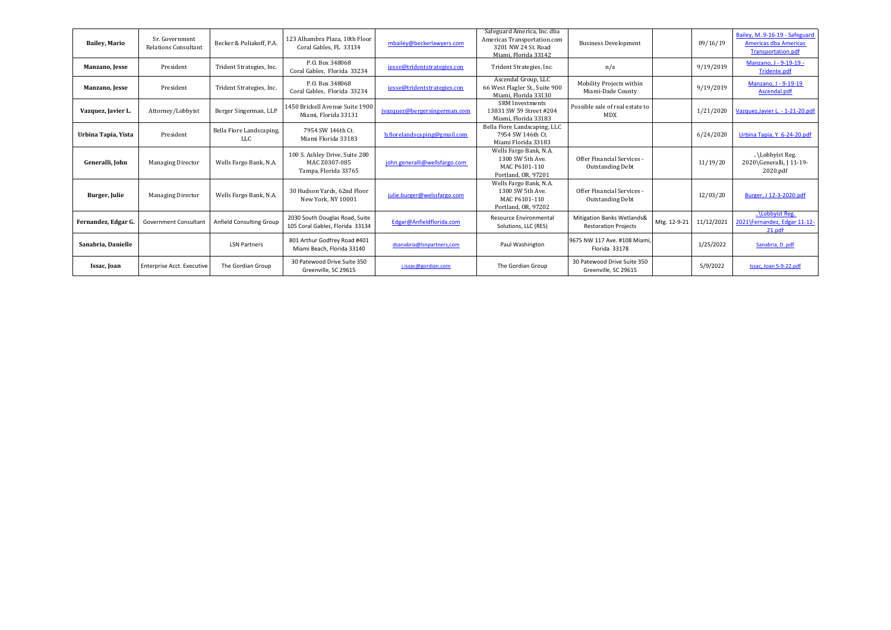| | | | | | | | | | |
|---|---|---|---|---|---|---|---|---|---|
| **Bailey, Mario** | Sr. Government Relations Consultant | Becker & Poliakoff, P.A. | 123 Alhambra Plaza, 10th Floor Coral Gables, FL 33134 | mbailey@beckerlawyers.com | Safeguard America, Inc. dba Americas Transportation.com 3201 NW 24 St. Road Miami, Florida 33142 | Business Development | | 09/16/19 | Bailey, M. 9-16-19 - Safeguard Americas dba Americas Transportation.pdf |
| **Manzano, Jesse** | President | Trident Strategies, Inc. | P.O. Box 348068 Coral Gables, Florida 33234 | jesse@tridentstrategies.con | Trident Strategies, Inc. | n/a | | 9/19/2019 | Manzano, J - 9-19-19 - Tridente.pdf |
| **Manzano, Jesse** | President | Trident Strategies, Inc. | P.O. Box 348068 Coral Gables, Florida 33234 | jesse@tridentstrategies.con | Ascendal Group, LLC 66 West Flagler St., Suite 900 Miami, Florida 33130 | Mobility Projects within Miami-Dade County | | 9/19/2019 | Manzano, J - 9-19-19 Ascendal.pdf |
| **Vazquez, Javier L.** | Attorney/Lobbyist | Berger Singerman, LLP | 1450 Brickell Avenue Suite 1900 Miami, Florida 33131 | jvazquez@bergersingerman.com | SRM Investments 13831 SW 59 Street #204 Miami, Florida 33183 | Possible sale of real estate to MDX | | 1/21/2020 | Vazquez,Javier L. - 1-21-20.pdf |
| **Urbina Tapia, Yista** | President | Bella Fiore Landscaping, LLC | 7954 SW 146th Ct. Miami Florida 33183 | b.fiorelandscaping@gmail.com | Bella Fiore Landscaping, LLC 7954 SW 146th Ct. Miami Florida 33183 | | | 6/24/2020 | Urbina Tapia, Y 6-24-20.pdf |
| **Generalli, John** | Managing Director | Wells Fargo Bank, N.A. | 100 S. Ashley Drive, Suite 280 MAC Z0307-085 Tampa, Florida 33765 | john.generalli@wellsfargo.com | Wells Fargo Bank, N.A. 1300 SW 5th Ave. MAC P6101-110 Portland, OR, 97201 | Offer Financial Services - Outstanding Debt | | 11/19/20 | ..\Lobbyist Reg. 2020\Generalli, J 11-19-2020.pdf |
| **Burger, Julie** | Managing Director | Wells Fargo Bank, N.A. | 30 Hudson Yards, 62nd Floor New York, NY 10001 | julie.burger@welssfargo.com | Wells Fargo Bank, N.A. 1300 SW 5th Ave. MAC P6101-110 Portland, OR, 97202 | Offer Financial Services - Outstanding Debt | | 12/03/20 | Burger, J 12-3-2020.pdf |
| **Fernandez, Edgar G.** | Government Consultant | Anfield Consulting Group | 2030 South Douglas Road, Suite 105 Coral Gables, Florida 33134 | Edgar@Anfieldflorida.com | Resource Environmental Solutions, LLC (RES) | Mitigation Banks Wetlands& Restoration Projects | Mtg. 12-9-21 | 11/12/2021 | ..\Lobbyist Reg. 2021\Fernandez, Edgar 11-12-21.pdf |
| **Sanabria, Danielle** | | LSN Partners | 801 Arthur Godfrey Road #401 Miami Beach, Florida 33140 | dsanabria@lsnpartners,com | Paul Washington | 9675 NW 117 Ave. #108 Miami, Florida 33178 | | 1/25/2022 | Sanabria, D..pdf |
| **Issac, Joan** | Enterprise Acct. Executive | The Gordian Group | 30 Patewood Drive Suite 350 Greenville, SC 29615 | j.issac@gordian.com | The Gordian Group | 30 Patewood Drive Suite 350 Greenville, SC 29615 | | 5/9/2022 | Issac, Joan 5-9-22.pdf |